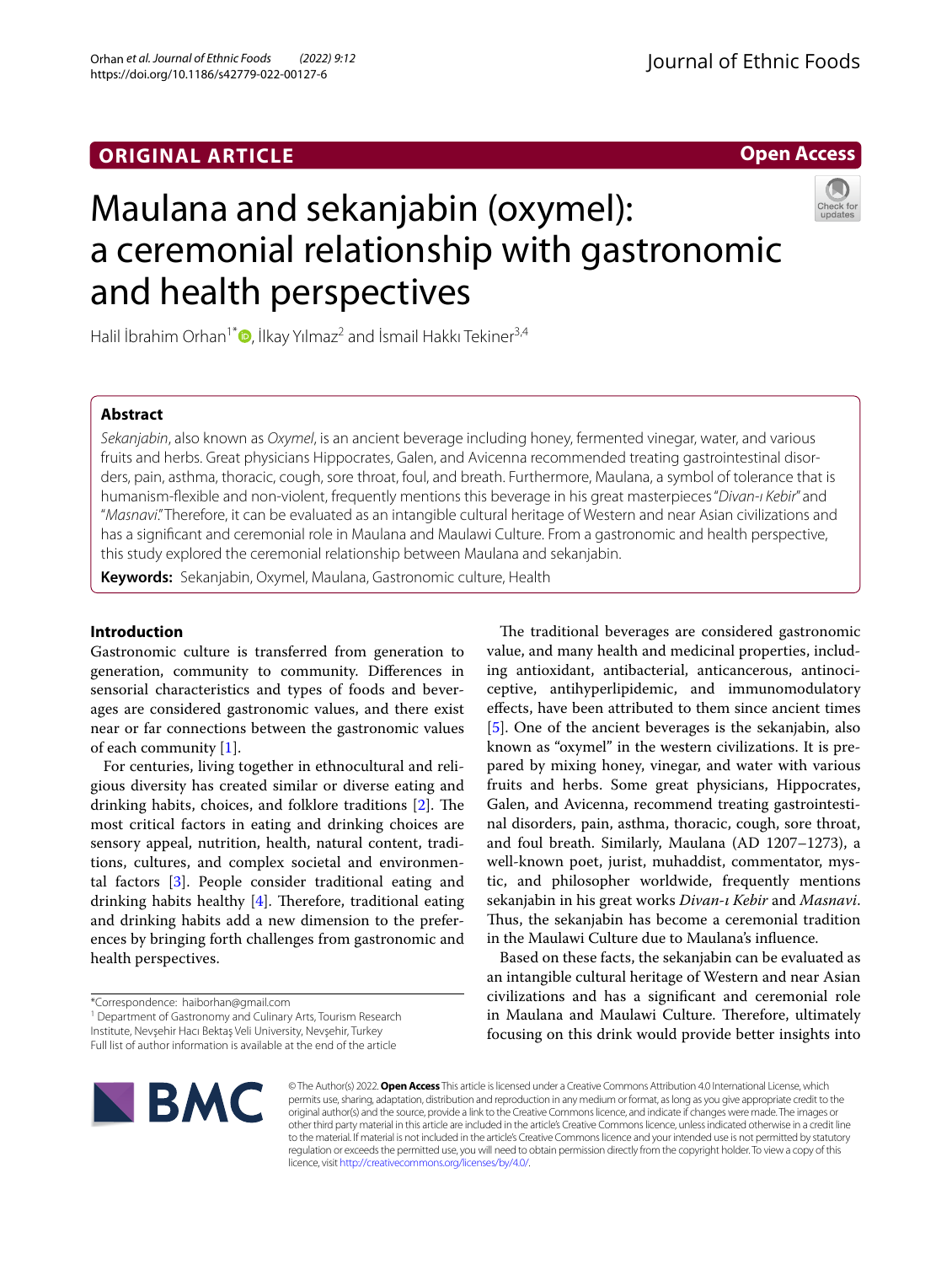ORIGINAL ARTICLE

Open Access

# Maulana and sekanjabin (oxymel): a ceremonial relationship with gastronomic and health perspectives

Halil İbrahim Orhan[1*], İlkay Yılmaz[2] and İsmail Hakkı Tekiner[3,4]

## Abstract

*Sekanjabin*, also known as *Oxymel*, is an ancient beverage including honey, fermented vinegar, water, and various fruits and herbs. Great physicians Hippocrates, Galen, and Avicenna recommended treating gastrointestinal disorders, pain, asthma, thoracic, cough, sore throat, foul, and breath. Furthermore, Maulana, a symbol of tolerance that is humanism-flexible and non-violent, frequently mentions this beverage in his great masterpieces "*Divan-ı Kebir*" and "*Masnavi*." Therefore, it can be evaluated as an intangible cultural heritage of Western and near Asian civilizations and has a significant and ceremonial role in Maulana and Maulawi Culture. From a gastronomic and health perspective, this study explored the ceremonial relationship between Maulana and sekanjabin.

**Keywords:** Sekanjabin, Oxymel, Maulana, Gastronomic culture, Health

## Introduction

Gastronomic culture is transferred from generation to generation, community to community. Differences in sensorial characteristics and types of foods and beverages are considered gastronomic values, and there exist near or far connections between the gastronomic values of each community [1].

For centuries, living together in ethnocultural and religious diversity has created similar or diverse eating and drinking habits, choices, and folklore traditions [2]. The most critical factors in eating and drinking choices are sensory appeal, nutrition, health, natural content, traditions, cultures, and complex societal and environmental factors [3]. People consider traditional eating and drinking habits healthy [4]. Therefore, traditional eating and drinking habits add a new dimension to the preferences by bringing forth challenges from gastronomic and health perspectives.

The traditional beverages are considered gastronomic value, and many health and medicinal properties, including antioxidant, antibacterial, anticancerous, antinociceptive, antihyperlipidemic, and immunomodulatory effects, have been attributed to them since ancient times [5]. One of the ancient beverages is the sekanjabin, also known as "oxymel" in the western civilizations. It is prepared by mixing honey, vinegar, and water with various fruits and herbs. Some great physicians, Hippocrates, Galen, and Avicenna, recommend treating gastrointestinal disorders, pain, asthma, thoracic, cough, sore throat, and foul breath. Similarly, Maulana (AD 1207–1273), a well-known poet, jurist, muhaddist, commentator, mystic, and philosopher worldwide, frequently mentions sekanjabin in his great works *Divan-ı Kebir* and *Masnavi*. Thus, the sekanjabin has become a ceremonial tradition in the Maulawi Culture due to Maulana's influence.

Based on these facts, the sekanjabin can be evaluated as an intangible cultural heritage of Western and near Asian civilizations and has a significant and ceremonial role in Maulana and Maulawi Culture. Therefore, ultimately focusing on this drink would provide better insights into

*Correspondence: haiborhan@gmail.com
[1] Department of Gastronomy and Culinary Arts, Tourism Research Institute, Nevşehir Hacı Bektaş Veli University, Nevşehir, Turkey
Full list of author information is available at the end of the article

© The Author(s) 2022. **Open Access** This article is licensed under a Creative Commons Attribution 4.0 International License, which permits use, sharing, adaptation, distribution and reproduction in any medium or format, as long as you give appropriate credit to the original author(s) and the source, provide a link to the Creative Commons licence, and indicate if changes were made. The images or other third party material in this article are included in the article's Creative Commons licence, unless indicated otherwise in a credit line to the material. If material is not included in the article's Creative Commons licence and your intended use is not permitted by statutory regulation or exceeds the permitted use, you will need to obtain permission directly from the copyright holder. To view a copy of this licence, visit http://creativecommons.org/licenses/by/4.0/.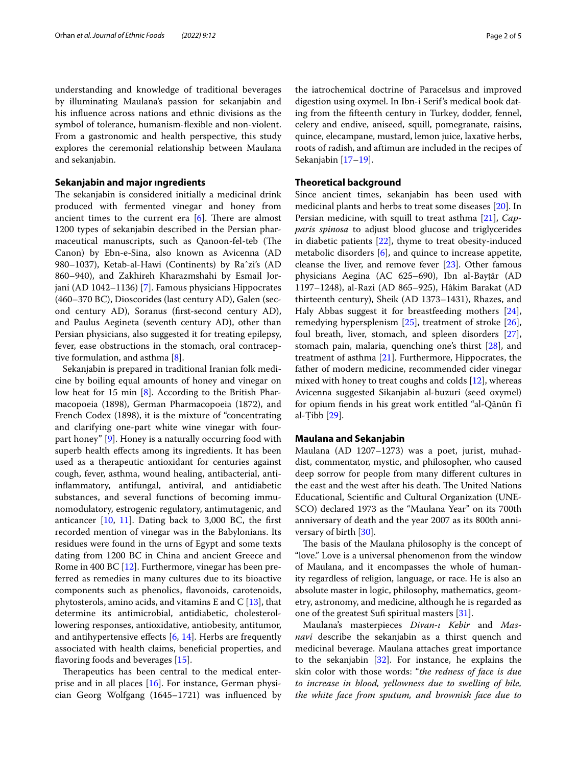understanding and knowledge of traditional beverages by illuminating Maulana's passion for sekanjabin and his influence across nations and ethnic divisions as the symbol of tolerance, humanism-flexible and non-violent. From a gastronomic and health perspective, this study explores the ceremonial relationship between Maulana and sekanjabin.

## Sekanjabin and major ıngredients

The sekanjabin is considered initially a medicinal drink produced with fermented vinegar and honey from ancient times to the current era [6]. There are almost 1200 types of sekanjabin described in the Persian pharmaceutical manuscripts, such as Qanoon-fel-teb (The Canon) by Ebn-e-Sina, also known as Avicenna (AD 980–1037), Ketab-al-Hawi (Continents) by Raˆzi's (AD 860–940), and Zakhireh Kharazmshahi by Esmail Jorjani (AD 1042–1136) [7]. Famous physicians Hippocrates (460–370 BC), Dioscorides (last century AD), Galen (second century AD), Soranus (first-second century AD), and Paulus Aegineta (seventh century AD), other than Persian physicians, also suggested it for treating epilepsy, fever, ease obstructions in the stomach, oral contraceptive formulation, and asthma [8].

Sekanjabin is prepared in traditional Iranian folk medicine by boiling equal amounts of honey and vinegar on low heat for 15 min [8]. According to the British Pharmacopoeia (1898), German Pharmacopoeia (1872), and French Codex (1898), it is the mixture of "concentrating and clarifying one-part white wine vinegar with four-part honey" [9]. Honey is a naturally occurring food with superb health effects among its ingredients. It has been used as a therapeutic antioxidant for centuries against cough, fever, asthma, wound healing, antibacterial, anti-inflammatory, antifungal, antiviral, and antidiabetic substances, and several functions of becoming immunomodulatory, estrogenic regulatory, antimutagenic, and anticancer [10, 11]. Dating back to 3,000 BC, the first recorded mention of vinegar was in the Babylonians. Its residues were found in the urns of Egypt and some texts dating from 1200 BC in China and ancient Greece and Rome in 400 BC [12]. Furthermore, vinegar has been preferred as remedies in many cultures due to its bioactive components such as phenolics, flavonoids, carotenoids, phytosterols, amino acids, and vitamins E and C [13], that determine its antimicrobial, antidiabetic, cholesterol-lowering responses, antioxidative, antiobesity, antitumor, and antihypertensive effects [6, 14]. Herbs are frequently associated with health claims, beneficial properties, and flavoring foods and beverages [15].

Therapeutics has been central to the medical enterprise and in all places [16]. For instance, German physician Georg Wolfgang (1645–1721) was influenced by the iatrochemical doctrine of Paracelsus and improved digestion using oxymel. In Ibn-i Serif's medical book dating from the fifteenth century in Turkey, dodder, fennel, celery and endive, aniseed, squill, pomegranate, raisins, quince, elecampane, mustard, lemon juice, laxative herbs, roots of radish, and aftimun are included in the recipes of Sekanjabin [17–19].

## Theoretical background

Since ancient times, sekanjabin has been used with medicinal plants and herbs to treat some diseases [20]. In Persian medicine, with squill to treat asthma [21], *Capparis spinosa* to adjust blood glucose and triglycerides in diabetic patients [22], thyme to treat obesity-induced metabolic disorders [6], and quince to increase appetite, cleanse the liver, and remove fever [23]. Other famous physicians Aegina (AC 625–690), Ibn al-Bayṭār (AD 1197–1248), al-Razi (AD 865–925), Hâkim Barakat (AD thirteenth century), Sheik (AD 1373–1431), Rhazes, and Haly Abbas suggest it for breastfeeding mothers [24], remedying hypersplenism [25], treatment of stroke [26], foul breath, liver, stomach, and spleen disorders [27], stomach pain, malaria, quenching one's thirst [28], and treatment of asthma [21]. Furthermore, Hippocrates, the father of modern medicine, recommended cider vinegar mixed with honey to treat coughs and colds [12], whereas Avicenna suggested Sikanjabin al-buzuri (seed oxymel) for opium fiends in his great work entitled "al-Qānūn fī al-Ṭibb [29].

## Maulana and Sekanjabin

Maulana (AD 1207–1273) was a poet, jurist, muhaddist, commentator, mystic, and philosopher, who caused deep sorrow for people from many different cultures in the east and the west after his death. The United Nations Educational, Scientific and Cultural Organization (UNESCO) declared 1973 as the "Maulana Year" on its 700th anniversary of death and the year 2007 as its 800th anniversary of birth [30].

The basis of the Maulana philosophy is the concept of "love." Love is a universal phenomenon from the window of Maulana, and it encompasses the whole of humanity regardless of religion, language, or race. He is also an absolute master in logic, philosophy, mathematics, geometry, astronomy, and medicine, although he is regarded as one of the greatest Sufi spiritual masters [31].

Maulana's masterpieces *Divan-ı Kebir* and *Masnavi* describe the sekanjabin as a thirst quench and medicinal beverage. Maulana attaches great importance to the sekanjabin [32]. For instance, he explains the skin color with those words: "*the redness of face is due to increase in blood, yellowness due to swelling of bile, the white face from sputum, and brownish face due to*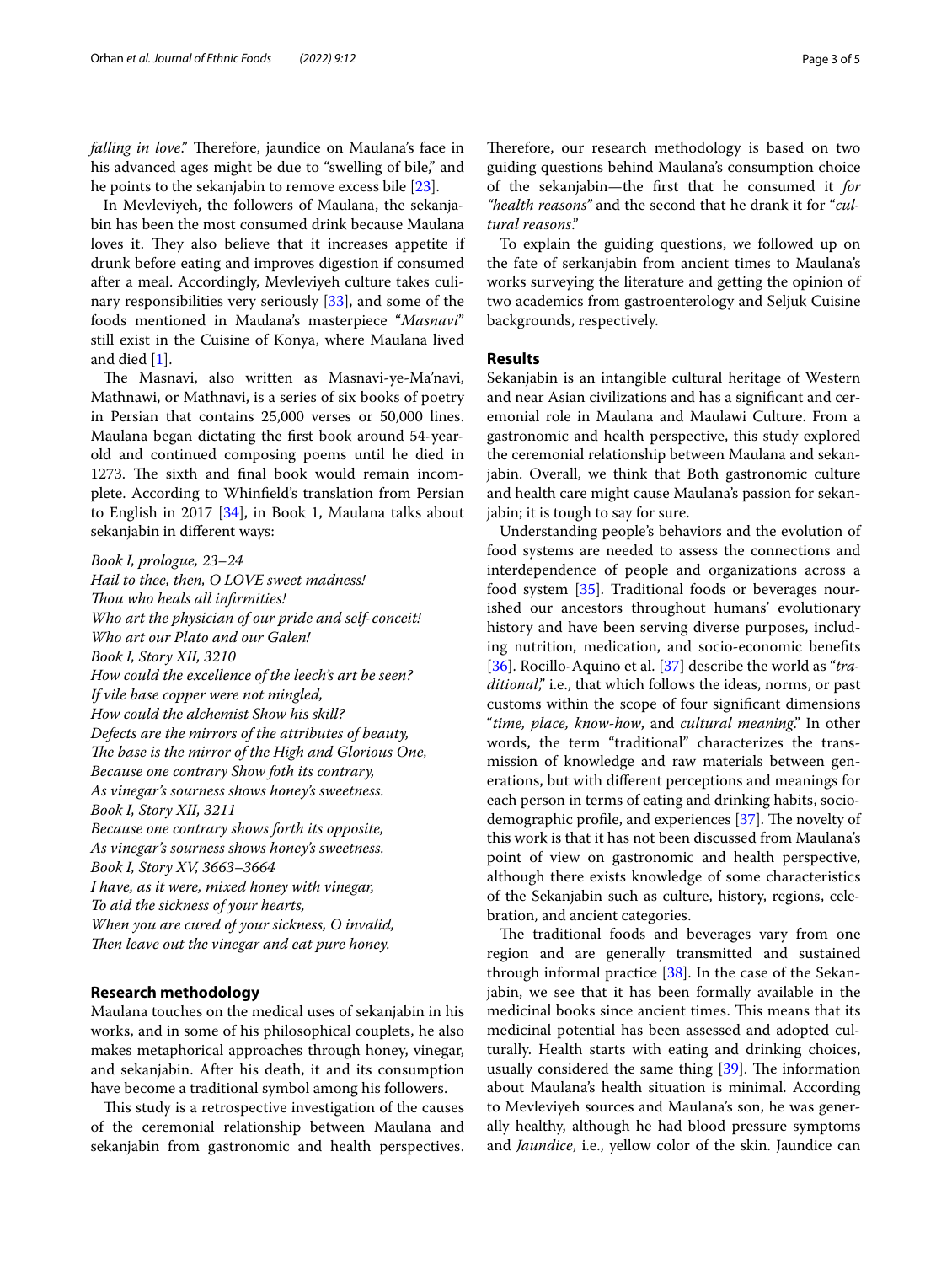*falling in love*." Therefore, jaundice on Maulana's face in his advanced ages might be due to "swelling of bile," and he points to the sekanjabin to remove excess bile [23].

In Mevleviyeh, the followers of Maulana, the sekanjabin has been the most consumed drink because Maulana loves it. They also believe that it increases appetite if drunk before eating and improves digestion if consumed after a meal. Accordingly, Mevleviyeh culture takes culinary responsibilities very seriously [33], and some of the foods mentioned in Maulana's masterpiece "*Masnavi*" still exist in the Cuisine of Konya, where Maulana lived and died [1].

The Masnavi, also written as Masnavi-ye-Ma'navi, Mathnawi, or Mathnavi, is a series of six books of poetry in Persian that contains 25,000 verses or 50,000 lines. Maulana began dictating the first book around 54-year-old and continued composing poems until he died in 1273. The sixth and final book would remain incomplete. According to Whinfield's translation from Persian to English in 2017 [34], in Book 1, Maulana talks about sekanjabin in different ways:

*Book I, prologue, 23–24*
*Hail to thee, then, O LOVE sweet madness!*
*Thou who heals all infirmities!*
*Who art the physician of our pride and self-conceit!*
*Who art our Plato and our Galen!*
*Book I, Story XII, 3210*
*How could the excellence of the leech's art be seen?*
*If vile base copper were not mingled,*
*How could the alchemist Show his skill?*
*Defects are the mirrors of the attributes of beauty,*
*The base is the mirror of the High and Glorious One,*
*Because one contrary Show foth its contrary,*
*As vinegar's sourness shows honey's sweetness.*
*Book I, Story XII, 3211*
*Because one contrary shows forth its opposite,*
*As vinegar's sourness shows honey's sweetness.*
*Book I, Story XV, 3663–3664*
*I have, as it were, mixed honey with vinegar,*
*To aid the sickness of your hearts,*
*When you are cured of your sickness, O invalid,*
*Then leave out the vinegar and eat pure honey.*

## Research methodology

Maulana touches on the medical uses of sekanjabin in his works, and in some of his philosophical couplets, he also makes metaphorical approaches through honey, vinegar, and sekanjabin. After his death, it and its consumption have become a traditional symbol among his followers.

This study is a retrospective investigation of the causes of the ceremonial relationship between Maulana and sekanjabin from gastronomic and health perspectives. Therefore, our research methodology is based on two guiding questions behind Maulana's consumption choice of the sekanjabin—the first that he consumed it *for "health reasons"* and the second that he drank it for "*cultural reasons*."

To explain the guiding questions, we followed up on the fate of serkanjabin from ancient times to Maulana's works surveying the literature and getting the opinion of two academics from gastroenterology and Seljuk Cuisine backgrounds, respectively.

## Results

Sekanjabin is an intangible cultural heritage of Western and near Asian civilizations and has a significant and ceremonial role in Maulana and Maulawi Culture. From a gastronomic and health perspective, this study explored the ceremonial relationship between Maulana and sekanjabin. Overall, we think that Both gastronomic culture and health care might cause Maulana's passion for sekanjabin; it is tough to say for sure.

Understanding people's behaviors and the evolution of food systems are needed to assess the connections and interdependence of people and organizations across a food system [35]. Traditional foods or beverages nourished our ancestors throughout humans' evolutionary history and have been serving diverse purposes, including nutrition, medication, and socio-economic benefits [36]. Rocillo-Aquino et al. [37] describe the world as "*traditional*," i.e., that which follows the ideas, norms, or past customs within the scope of four significant dimensions "*time, place, know-how*, and *cultural meaning*." In other words, the term "traditional" characterizes the transmission of knowledge and raw materials between generations, but with different perceptions and meanings for each person in terms of eating and drinking habits, socio-demographic profile, and experiences [37]. The novelty of this work is that it has not been discussed from Maulana's point of view on gastronomic and health perspective, although there exists knowledge of some characteristics of the Sekanjabin such as culture, history, regions, celebration, and ancient categories.

The traditional foods and beverages vary from one region and are generally transmitted and sustained through informal practice [38]. In the case of the Sekanjabin, we see that it has been formally available in the medicinal books since ancient times. This means that its medicinal potential has been assessed and adopted culturally. Health starts with eating and drinking choices, usually considered the same thing [39]. The information about Maulana's health situation is minimal. According to Mevleviyeh sources and Maulana's son, he was generally healthy, although he had blood pressure symptoms and *Jaundice*, i.e., yellow color of the skin. Jaundice can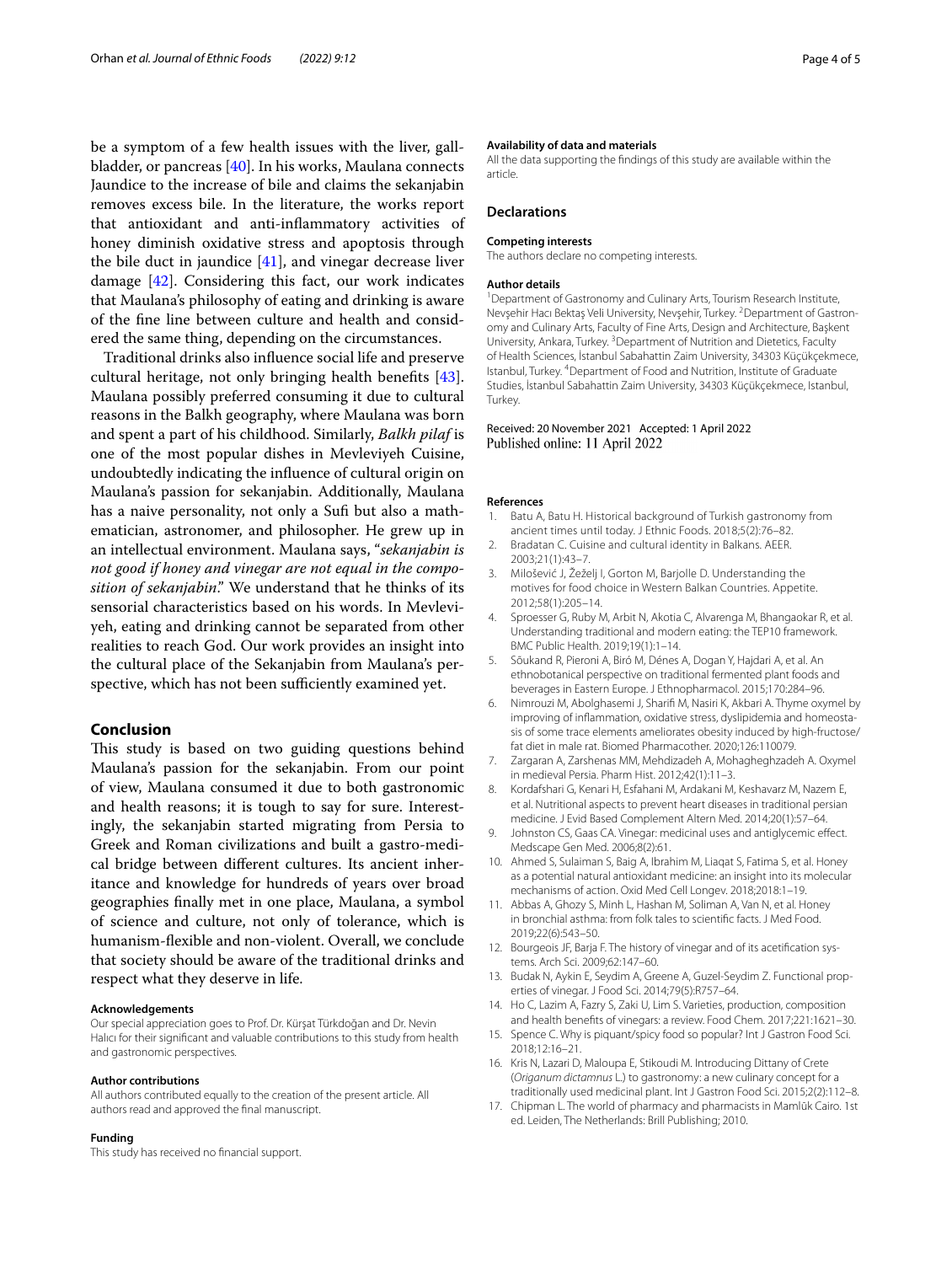be a symptom of a few health issues with the liver, gallbladder, or pancreas [40]. In his works, Maulana connects Jaundice to the increase of bile and claims the sekanjabin removes excess bile. In the literature, the works report that antioxidant and anti-inflammatory activities of honey diminish oxidative stress and apoptosis through the bile duct in jaundice [41], and vinegar decrease liver damage [42]. Considering this fact, our work indicates that Maulana's philosophy of eating and drinking is aware of the fine line between culture and health and considered the same thing, depending on the circumstances.

Traditional drinks also influence social life and preserve cultural heritage, not only bringing health benefits [43]. Maulana possibly preferred consuming it due to cultural reasons in the Balkh geography, where Maulana was born and spent a part of his childhood. Similarly, *Balkh pilaf* is one of the most popular dishes in Mevleviyeh Cuisine, undoubtedly indicating the influence of cultural origin on Maulana's passion for sekanjabin. Additionally, Maulana has a naive personality, not only a Sufi but also a mathematician, astronomer, and philosopher. He grew up in an intellectual environment. Maulana says, "*sekanjabin is not good if honey and vinegar are not equal in the composition of sekanjabin*." We understand that he thinks of its sensorial characteristics based on his words. In Mevleviyeh, eating and drinking cannot be separated from other realities to reach God. Our work provides an insight into the cultural place of the Sekanjabin from Maulana's perspective, which has not been sufficiently examined yet.

## Conclusion

This study is based on two guiding questions behind Maulana's passion for the sekanjabin. From our point of view, Maulana consumed it due to both gastronomic and health reasons; it is tough to say for sure. Interestingly, the sekanjabin started migrating from Persia to Greek and Roman civilizations and built a gastro-medical bridge between different cultures. Its ancient inheritance and knowledge for hundreds of years over broad geographies finally met in one place, Maulana, a symbol of science and culture, not only of tolerance, which is humanism-flexible and non-violent. Overall, we conclude that society should be aware of the traditional drinks and respect what they deserve in life.

#### Acknowledgements
Our special appreciation goes to Prof. Dr. Kürşat Türkdoğan and Dr. Nevin Halıcı for their significant and valuable contributions to this study from health and gastronomic perspectives.

#### Author contributions
All authors contributed equally to the creation of the present article. All authors read and approved the final manuscript.

#### Funding
This study has received no financial support.

#### Availability of data and materials
All the data supporting the findings of this study are available within the article.

### Declarations

#### Competing interests
The authors declare no competing interests.

#### Author details
[1]Department of Gastronomy and Culinary Arts, Tourism Research Institute, Nevşehir Hacı Bektaş Veli University, Nevşehir, Turkey. [2]Department of Gastronomy and Culinary Arts, Faculty of Fine Arts, Design and Architecture, Başkent University, Ankara, Turkey. [3]Department of Nutrition and Dietetics, Faculty of Health Sciences, İstanbul Sabahattin Zaim University, 34303 Küçükçekmece, Istanbul, Turkey. [4]Department of Food and Nutrition, Institute of Graduate Studies, İstanbul Sabahattin Zaim University, 34303 Küçükçekmece, Istanbul, Turkey.

Received: 20 November 2021 Accepted: 1 April 2022
Published online: 11 April 2022

#### References

1. Batu A, Batu H. Historical background of Turkish gastronomy from ancient times until today. J Ethnic Foods. 2018;5(2):76–82.
2. Bradatan C. Cuisine and cultural identity in Balkans. AEER. 2003;21(1):43–7.
3. Milošević J, Žeželj I, Gorton M, Barjolle D. Understanding the motives for food choice in Western Balkan Countries. Appetite. 2012;58(1):205–14.
4. Sproesser G, Ruby M, Arbit N, Akotia C, Alvarenga M, Bhangaokar R, et al. Understanding traditional and modern eating: the TEP10 framework. BMC Public Health. 2019;19(1):1–14.
5. Sõukand R, Pieroni A, Biró M, Dénes A, Dogan Y, Hajdari A, et al. An ethnobotanical perspective on traditional fermented plant foods and beverages in Eastern Europe. J Ethnopharmacol. 2015;170:284–96.
6. Nimrouzi M, Abolghasemi J, Sharifi M, Nasiri K, Akbari A. Thyme oxymel by improving of inflammation, oxidative stress, dyslipidemia and homeostasis of some trace elements ameliorates obesity induced by high-fructose/fat diet in male rat. Biomed Pharmacother. 2020;126:110079.
7. Zargaran A, Zarshenas MM, Mehdizadeh A, Mohagheghzadeh A. Oxymel in medieval Persia. Pharm Hist. 2012;42(1):11–3.
8. Kordafshari G, Kenari H, Esfahani M, Ardakani M, Keshavarz M, Nazem E, et al. Nutritional aspects to prevent heart diseases in traditional persian medicine. J Evid Based Complement Altern Med. 2014;20(1):57–64.
9. Johnston CS, Gaas CA. Vinegar: medicinal uses and antiglycemic effect. Medscape Gen Med. 2006;8(2):61.
10. Ahmed S, Sulaiman S, Baig A, Ibrahim M, Liaqat S, Fatima S, et al. Honey as a potential natural antioxidant medicine: an insight into its molecular mechanisms of action. Oxid Med Cell Longev. 2018;2018:1–19.
11. Abbas A, Ghozy S, Minh L, Hashan M, Soliman A, Van N, et al. Honey in bronchial asthma: from folk tales to scientific facts. J Med Food. 2019;22(6):543–50.
12. Bourgeois JF, Barja F. The history of vinegar and of its acetification systems. Arch Sci. 2009;62:147–60.
13. Budak N, Aykin E, Seydim A, Greene A, Guzel-Seydim Z. Functional properties of vinegar. J Food Sci. 2014;79(5):R757–64.
14. Ho C, Lazim A, Fazry S, Zaki U, Lim S. Varieties, production, composition and health benefits of vinegars: a review. Food Chem. 2017;221:1621–30.
15. Spence C. Why is piquant/spicy food so popular? Int J Gastron Food Sci. 2018;12:16–21.
16. Kris N, Lazari D, Maloupa E, Stikoudi M. Introducing Dittany of Crete (*Origanum dictamnus* L.) to gastronomy: a new culinary concept for a traditionally used medicinal plant. Int J Gastron Food Sci. 2015;2(2):112–8.
17. Chipman L. The world of pharmacy and pharmacists in Mamlūk Cairo. 1st ed. Leiden, The Netherlands: Brill Publishing; 2010.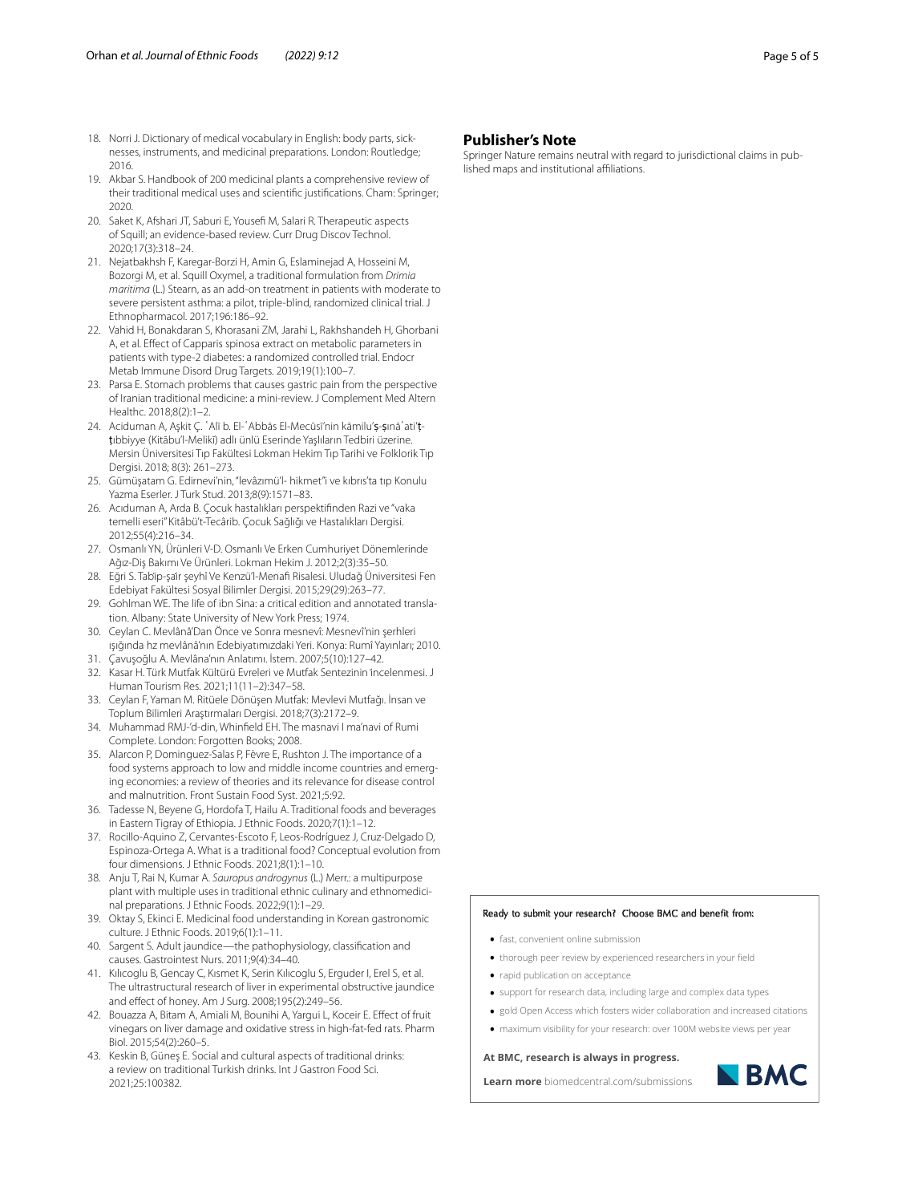18. Norri J. Dictionary of medical vocabulary in English: body parts, sicknesses, instruments, and medicinal preparations. London: Routledge; 2016.
19. Akbar S. Handbook of 200 medicinal plants a comprehensive review of their traditional medical uses and scientific justifications. Cham: Springer; 2020.
20. Saket K, Afshari JT, Saburi E, Yousefi M, Salari R. Therapeutic aspects of Squill; an evidence-based review. Curr Drug Discov Technol. 2020;17(3):318–24.
21. Nejatbakhsh F, Karegar-Borzi H, Amin G, Eslaminejad A, Hosseini M, Bozorgi M, et al. Squill Oxymel, a traditional formulation from *Drimia maritima* (L.) Stearn, as an add-on treatment in patients with moderate to severe persistent asthma: a pilot, triple-blind, randomized clinical trial. J Ethnopharmacol. 2017;196:186–92.
22. Vahid H, Bonakdaran S, Khorasani ZM, Jarahi L, Rakhshandeh H, Ghorbani A, et al. Effect of Capparis spinosa extract on metabolic parameters in patients with type-2 diabetes: a randomized controlled trial. Endocr Metab Immune Disord Drug Targets. 2019;19(1):100–7.
23. Parsa E. Stomach problems that causes gastric pain from the perspective of Iranian traditional medicine: a mini-review. J Complement Med Altern Healthc. 2018;8(2):1–2.
24. Aciduman A, Aşkit Ç. ʿAlī b. El-ʿAbbās El-Mecūsī'nin kāmilu'ṣ-ṣınāʿati'ṭ-ṭıbbiyye (Kitābu'l-Melikī) adlı ünlü Eserinde Yaşlıların Tedbiri üzerine. Mersin Üniversitesi Tıp Fakültesi Lokman Hekim Tıp Tarihi ve Folklorik Tıp Dergisi. 2018; 8(3): 261–273.
25. Gümüşatam G. Edirnevi'nin, "levâzımü'l- hikmet"i ve kıbrıs'ta tıp Konulu Yazma Eserler. J Turk Stud. 2013;8(9):1571–83.
26. Acıduman A, Arda B. Çocuk hastalıkları perspektifinden Razi ve "vaka temelli eseri" Kitâbü't-Tecârib. Çocuk Sağlığı ve Hastalıkları Dergisi. 2012;55(4):216–34.
27. Osmanlı YN, Ürünleri V-D. Osmanlı Ve Erken Cumhuriyet Dönemlerinde Ağız-Diş Bakımı Ve Ürünleri. Lokman Hekim J. 2012;2(3):35–50.
28. Eğri S. Tabîp-şâir şeyhî Ve Kenzü'l-Menafi Risalesi. Uludağ Üniversitesi Fen Edebiyat Fakültesi Sosyal Bilimler Dergisi. 2015;29(29):263–77.
29. Gohlman WE. The life of ibn Sina: a critical edition and annotated translation. Albany: State University of New York Press; 1974.
30. Ceylan C. Mevlânâ'Dan Önce ve Sonra mesnevî: Mesnevî'nin şerhleri ışığında hz mevlânâ'nın Edebiyatımızdaki Yeri. Konya: Rumî Yayınları; 2010.
31. Çavuşoğlu A. Mevlâna'nın Anlatımı. İstem. 2007;5(10):127–42.
32. Kasar H. Türk Mutfak Kültürü Evreleri ve Mutfak Sentezinin İncelenmesi. J Human Tourism Res. 2021;11(11–2):347–58.
33. Ceylan F, Yaman M. Ritüele Dönüşen Mutfak: Mevlevi Mutfağı. İnsan ve Toplum Bilimleri Araştırmaları Dergisi. 2018;7(3):2172–9.
34. Muhammad RMJ-'d-din, Whinfield EH. The masnavi I ma'navi of Rumi Complete. London: Forgotten Books; 2008.
35. Alarcon P, Dominguez-Salas P, Fèvre E, Rushton J. The importance of a food systems approach to low and middle income countries and emerging economies: a review of theories and its relevance for disease control and malnutrition. Front Sustain Food Syst. 2021;5:92.
36. Tadesse N, Beyene G, Hordofa T, Hailu A. Traditional foods and beverages in Eastern Tigray of Ethiopia. J Ethnic Foods. 2020;7(1):1–12.
37. Rocillo-Aquino Z, Cervantes-Escoto F, Leos-Rodríguez J, Cruz-Delgado D, Espinoza-Ortega A. What is a traditional food? Conceptual evolution from four dimensions. J Ethnic Foods. 2021;8(1):1–10.
38. Anju T, Rai N, Kumar A. *Sauropus androgynus* (L.) Merr.: a multipurpose plant with multiple uses in traditional ethnic culinary and ethnomedicinal preparations. J Ethnic Foods. 2022;9(1):1–29.
39. Oktay S, Ekinci E. Medicinal food understanding in Korean gastronomic culture. J Ethnic Foods. 2019;6(1):1–11.
40. Sargent S. Adult jaundice—the pathophysiology, classification and causes. Gastrointest Nurs. 2011;9(4):34–40.
41. Kılıcoglu B, Gencay C, Kısmet K, Serin Kılıcoglu S, Erguder I, Erel S, et al. The ultrastructural research of liver in experimental obstructive jaundice and effect of honey. Am J Surg. 2008;195(2):249–56.
42. Bouazza A, Bitam A, Amiali M, Bounihi A, Yargui L, Koceir E. Effect of fruit vinegars on liver damage and oxidative stress in high-fat-fed rats. Pharm Biol. 2015;54(2):260–5.
43. Keskin B, Güneş E. Social and cultural aspects of traditional drinks: a review on traditional Turkish drinks. Int J Gastron Food Sci. 2021;25:100382.

## Publisher's Note

Springer Nature remains neutral with regard to jurisdictional claims in published maps and institutional affiliations.

Ready to submit your research? Choose BMC and benefit from:

- fast, convenient online submission
- thorough peer review by experienced researchers in your field
- rapid publication on acceptance
- support for research data, including large and complex data types
- gold Open Access which fosters wider collaboration and increased citations
- maximum visibility for your research: over 100M website views per year

**At BMC, research is always in progress.**

**Learn more** biomedcentral.com/submissions

BMC